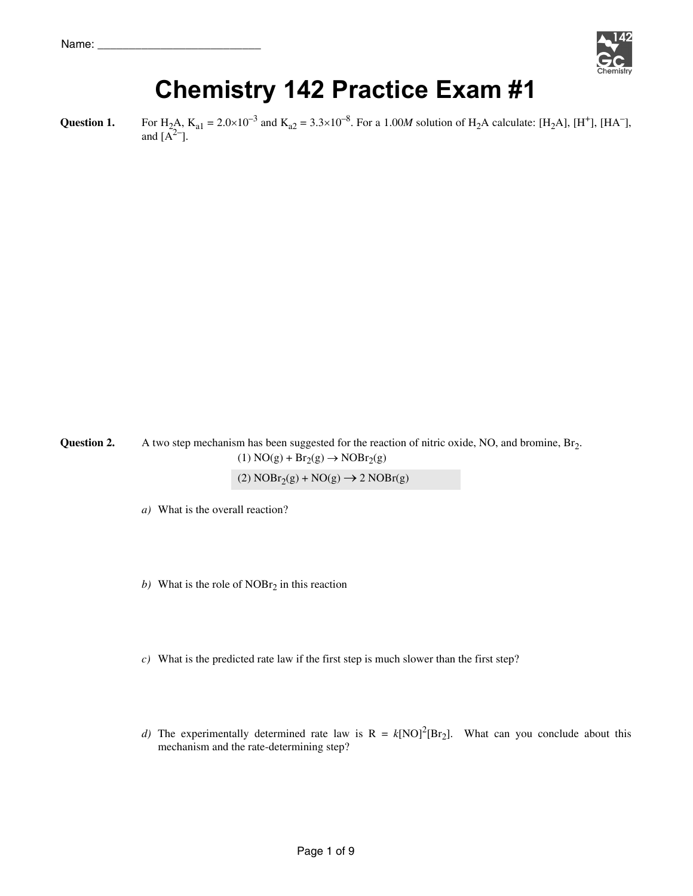Name: ___________________________

# Chemistry 142 Practice Exam #1

**Question 1.** For $H_2A$, $K_{a1} = 2.0\times10^{-3}$ and $K_{a2} = 3.3\times10^{-8}$. For a 1.00*M* solution of $H_2A$ calculate: $[H_2A]$, $[H^+]$, $[HA^-]$, and $[A^{2-}]$.

**Question 2.** A two step mechanism has been suggested for the reaction of nitric oxide, NO, and bromine, $Br_2$.

$$(1)\ NO(g) + Br_2(g) \rightarrow NOBr_2(g)$$

$$(2)\ NOBr_2(g) + NO(g) \rightarrow 2\ NOBr(g)$$

*a)* What is the overall reaction?

*b)* What is the role of $NOBr_2$ in this reaction

*c)* What is the predicted rate law if the first step is much slower than the first step?

*d)* The experimentally determined rate law is $R = k[NO]^2[Br_2]$. What can you conclude about this mechanism and the rate-determining step?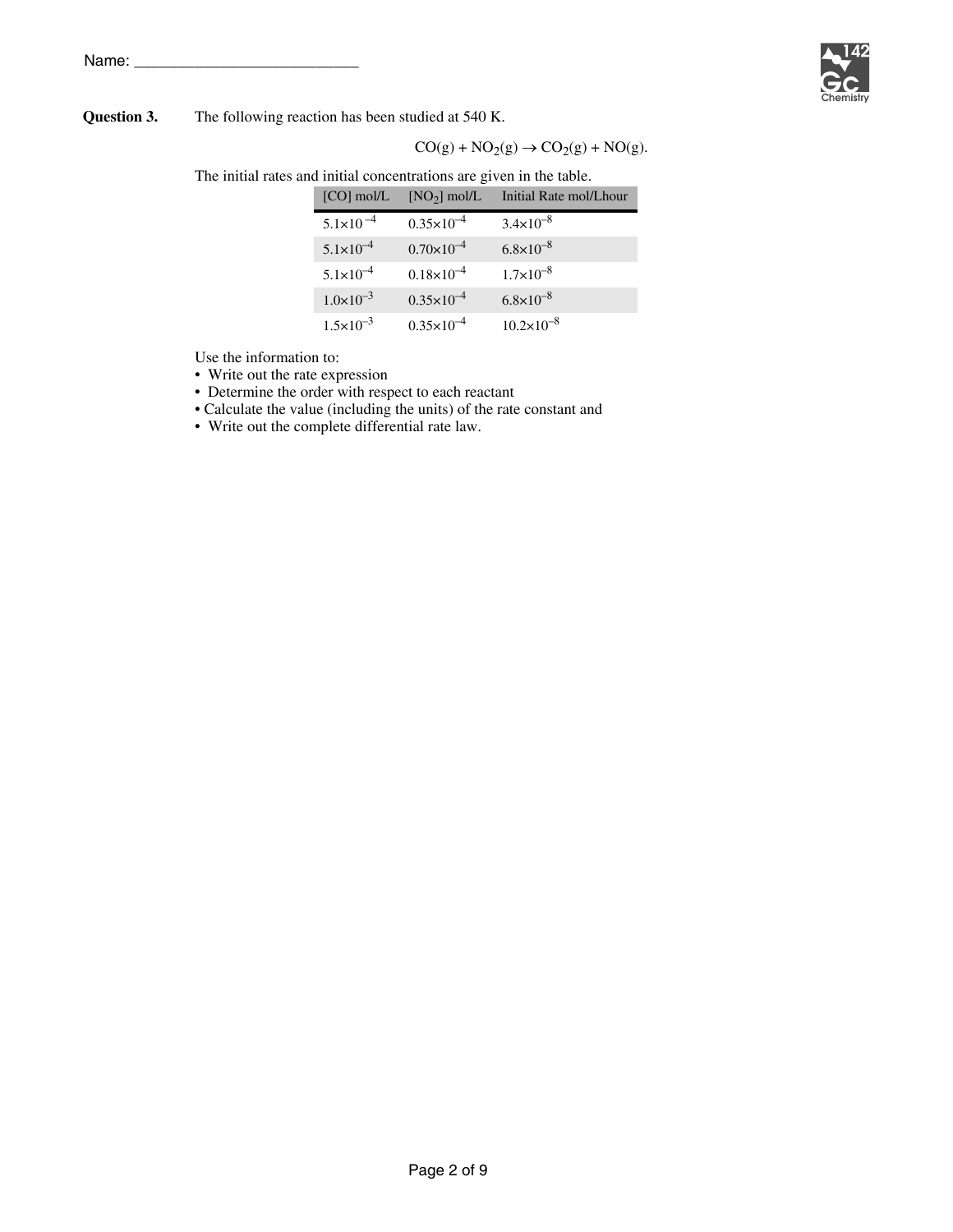Name: ___________________________

**Question 3.** The following reaction has been studied at 540 K.

$$CO(g) + NO_2(g) \rightarrow CO_2(g) + NO(g).$$

The initial rates and initial concentrations are given in the table.

| [CO] mol/L | [$NO_2$] mol/L | Initial Rate mol/Lhour |
|---|---|---|
| $5.1 \times 10^{-4}$ | $0.35 \times 10^{-4}$ | $3.4 \times 10^{-8}$ |
| $5.1 \times 10^{-4}$ | $0.70 \times 10^{-4}$ | $6.8 \times 10^{-8}$ |
| $5.1 \times 10^{-4}$ | $0.18 \times 10^{-4}$ | $1.7 \times 10^{-8}$ |
| $1.0 \times 10^{-3}$ | $0.35 \times 10^{-4}$ | $6.8 \times 10^{-8}$ |
| $1.5 \times 10^{-3}$ | $0.35 \times 10^{-4}$ | $10.2 \times 10^{-8}$ |

Use the information to:

- Write out the rate expression
- Determine the order with respect to each reactant
- Calculate the value (including the units) of the rate constant and
- Write out the complete differential rate law.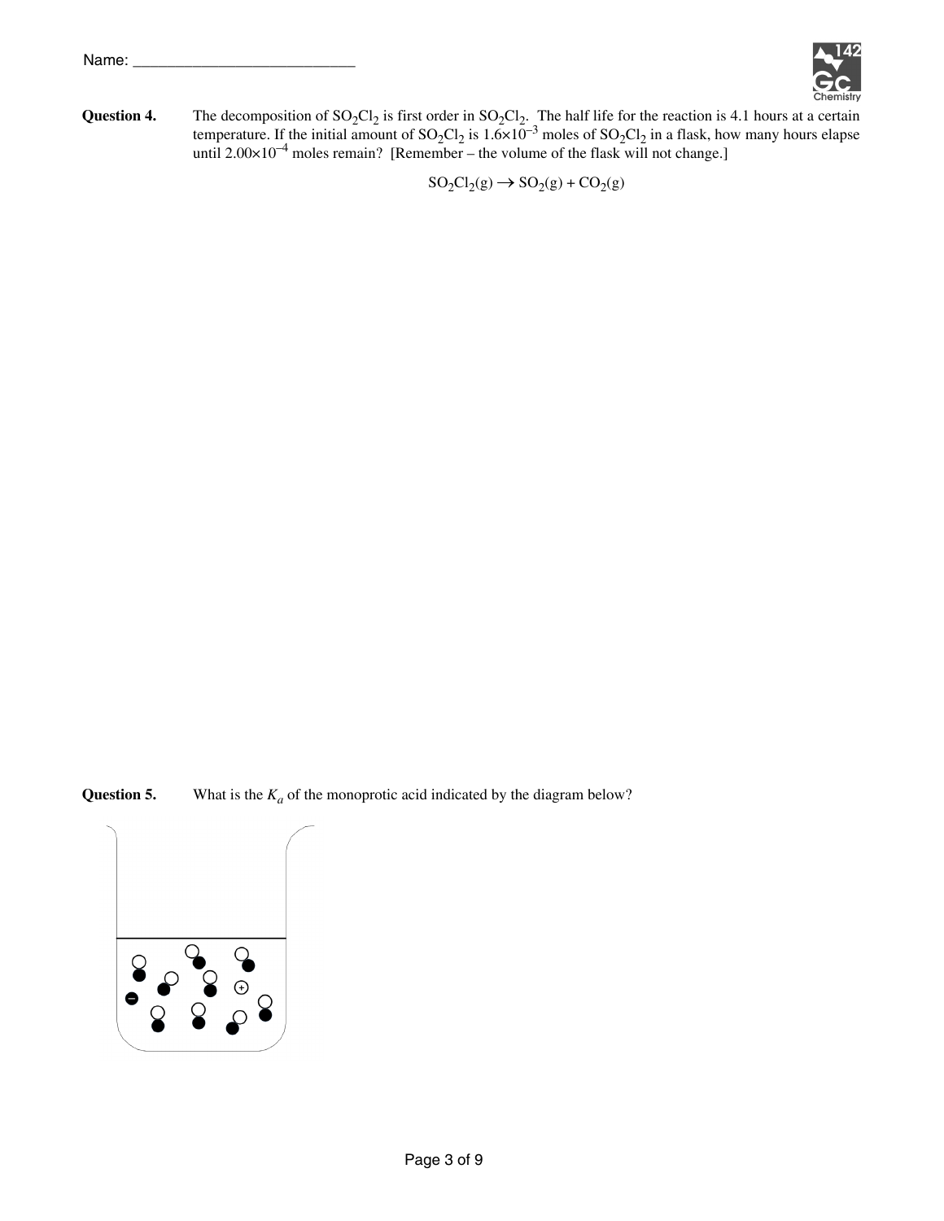Name: ___________________________

**Question 4.** The decomposition of $SO_2Cl_2$ is first order in $SO_2Cl_2$. The half life for the reaction is 4.1 hours at a certain temperature. If the initial amount of $SO_2Cl_2$ is $1.6 \times 10^{-3}$ moles of $SO_2Cl_2$ in a flask, how many hours elapse until $2.00 \times 10^{-4}$ moles remain? [Remember – the volume of the flask will not change.]

$$SO_2Cl_2(g) \rightarrow SO_2(g) + CO_2(g)$$

**Question 5.** What is the $K_a$ of the monoprotic acid indicated by the diagram below?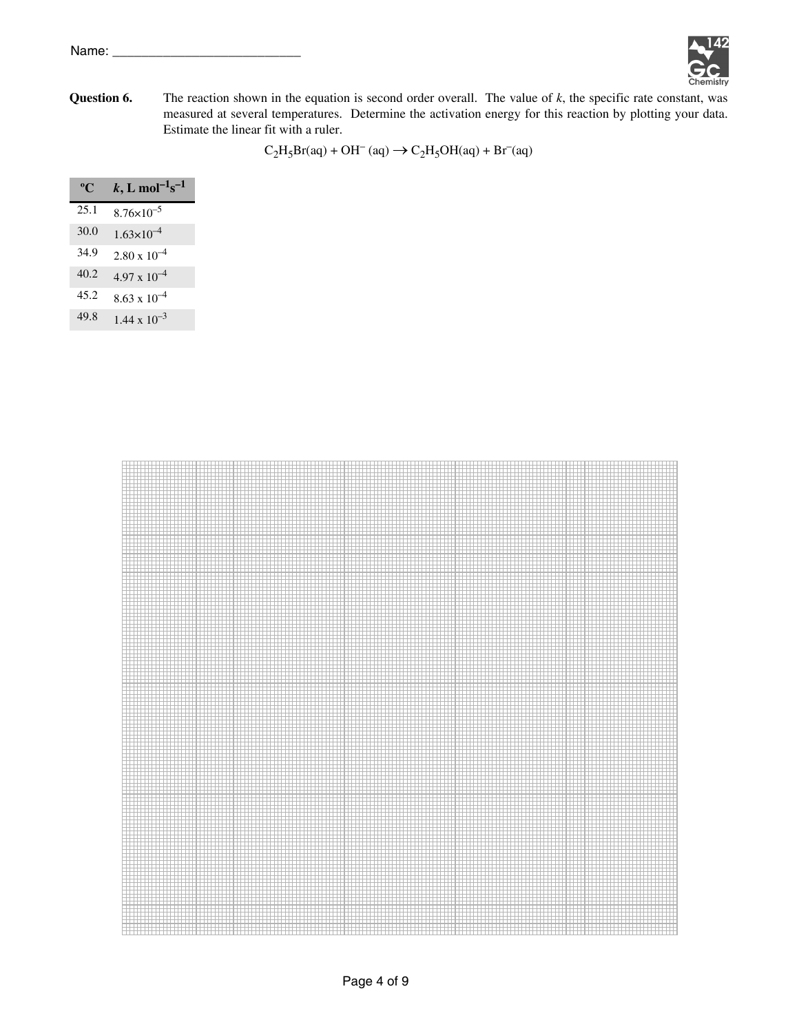Name: ___________________________

**Question 6.** The reaction shown in the equation is second order overall. The value of $k$, the specific rate constant, was measured at several temperatures. Determine the activation energy for this reaction by plotting your data. Estimate the linear fit with a ruler.

$$C_2H_5Br(aq) + OH^-(aq) \rightarrow C_2H_5OH(aq) + Br^-(aq)$$

| °C | $k$, L mol$^{-1}$s$^{-1}$ |
|---|---|
| 25.1 | $8.76 \times 10^{-5}$ |
| 30.0 | $1.63 \times 10^{-4}$ |
| 34.9 | $2.80 \times 10^{-4}$ |
| 40.2 | $4.97 \times 10^{-4}$ |
| 45.2 | $8.63 \times 10^{-4}$ |
| 49.8 | $1.44 \times 10^{-3}$ |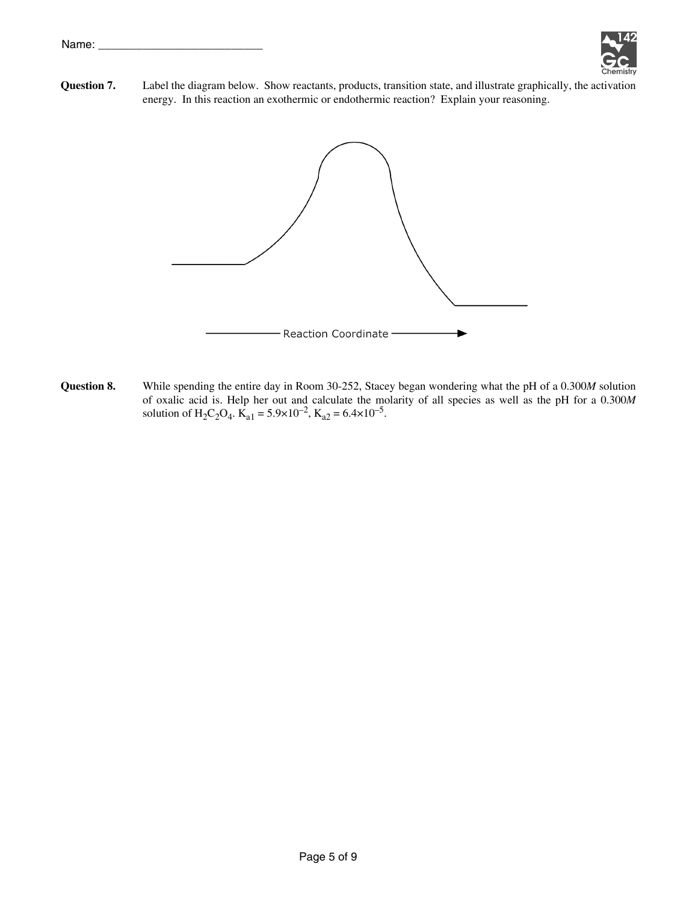Name: ___________________________

**Question 7.** Label the diagram below. Show reactants, products, transition state, and illustrate graphically, the activation energy. In this reaction an exothermic or endothermic reaction? Explain your reasoning.

Reaction Coordinate

**Question 8.** While spending the entire day in Room 30-252, Stacey began wondering what the pH of a 0.300*M* solution of oxalic acid is. Help her out and calculate the molarity of all species as well as the pH for a 0.300*M* solution of $H_2C_2O_4$. $K_{a1} = 5.9\times10^{-2}$, $K_{a2} = 6.4\times10^{-5}$.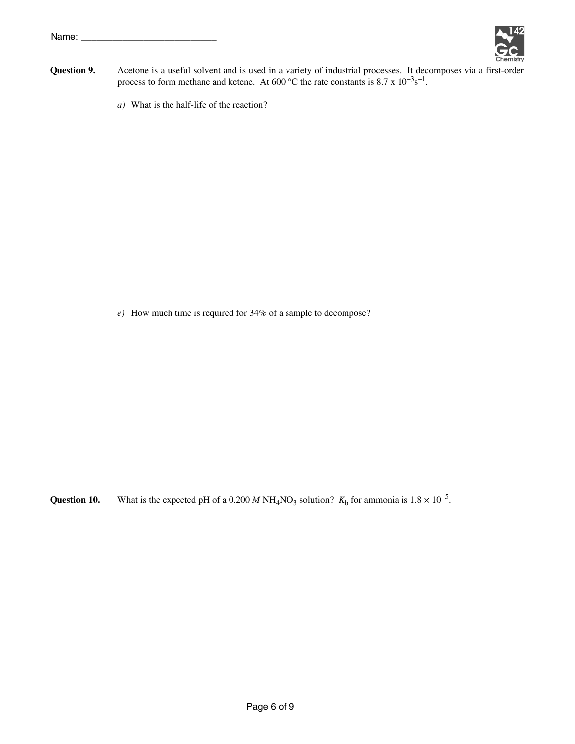Name: ___________________________

**Question 9.** Acetone is a useful solvent and is used in a variety of industrial processes. It decomposes via a first-order process to form methane and ketene. At 600 °C the rate constants is $8.7 \times 10^{-3} s^{-1}$.

*a)* What is the half-life of the reaction?

*e)* How much time is required for 34% of a sample to decompose?

**Question 10.** What is the expected pH of a 0.200 *M* $NH_4NO_3$ solution? $K_b$ for ammonia is $1.8 \times 10^{-5}$.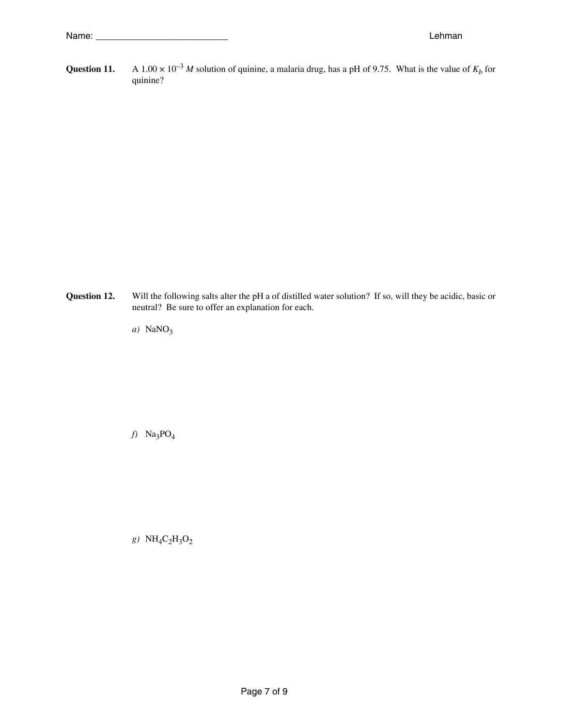**Question 11.** A $1.00 \times 10^{-3}$ $M$ solution of quinine, a malaria drug, has a pH of 9.75. What is the value of $K_b$ for quinine?

**Question 12.** Will the following salts alter the pH a of distilled water solution? If so, will they be acidic, basic or neutral? Be sure to offer an explanation for each.

*a)* $NaNO_3$

*f)* $Na_3PO_4$

*g)* $NH_4C_2H_3O_2$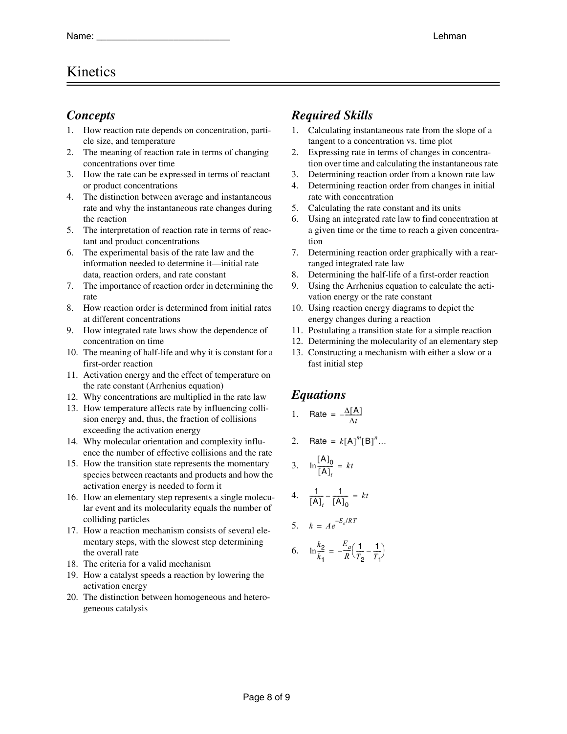Name: ___________________________

# Kinetics

## *Concepts*

1. How reaction rate depends on concentration, particle size, and temperature
2. The meaning of reaction rate in terms of changing concentrations over time
3. How the rate can be expressed in terms of reactant or product concentrations
4. The distinction between average and instantaneous rate and why the instantaneous rate changes during the reaction
5. The interpretation of reaction rate in terms of reactant and product concentrations
6. The experimental basis of the rate law and the information needed to determine it—initial rate data, reaction orders, and rate constant
7. The importance of reaction order in determining the rate
8. How reaction order is determined from initial rates at different concentrations
9. How integrated rate laws show the dependence of concentration on time
10. The meaning of half-life and why it is constant for a first-order reaction
11. Activation energy and the effect of temperature on the rate constant (Arrhenius equation)
12. Why concentrations are multiplied in the rate law
13. How temperature affects rate by influencing collision energy and, thus, the fraction of collisions exceeding the activation energy
14. Why molecular orientation and complexity influence the number of effective collisions and the rate
15. How the transition state represents the momentary species between reactants and products and how the activation energy is needed to form it
16. How an elementary step represents a single molecular event and its molecularity equals the number of colliding particles
17. How a reaction mechanism consists of several elementary steps, with the slowest step determining the overall rate
18. The criteria for a valid mechanism
19. How a catalyst speeds a reaction by lowering the activation energy
20. The distinction between homogeneous and heterogeneous catalysis

## *Required Skills*

1. Calculating instantaneous rate from the slope of a tangent to a concentration vs. time plot
2. Expressing rate in terms of changes in concentration over time and calculating the instantaneous rate
3. Determining reaction order from a known rate law
4. Determining reaction order from changes in initial rate with concentration
5. Calculating the rate constant and its units
6. Using an integrated rate law to find concentration at a given time or the time to reach a given concentration
7. Determining reaction order graphically with a rearranged integrated rate law
8. Determining the half-life of a first-order reaction
9. Using the Arrhenius equation to calculate the activation energy or the rate constant
10. Using reaction energy diagrams to depict the energy changes during a reaction
11. Postulating a transition state for a simple reaction
12. Determining the molecularity of an elementary step
13. Constructing a mechanism with either a slow or a fast initial step

## *Equations*

1. $\text{Rate} = -\dfrac{\Delta[\text{A}]}{\Delta t}$

2. $\text{Rate} = k[\text{A}]^m[\text{B}]^n\ldots$

3. $\ln\dfrac{[\text{A}]_0}{[\text{A}]_t} = kt$

4. $\dfrac{1}{[\text{A}]_t} - \dfrac{1}{[\text{A}]_0} = kt$

5. $k = Ae^{-E_a/RT}$

6. $\ln\dfrac{k_2}{k_1} = -\dfrac{E_a}{R}\left(\dfrac{1}{T_2} - \dfrac{1}{T_1}\right)$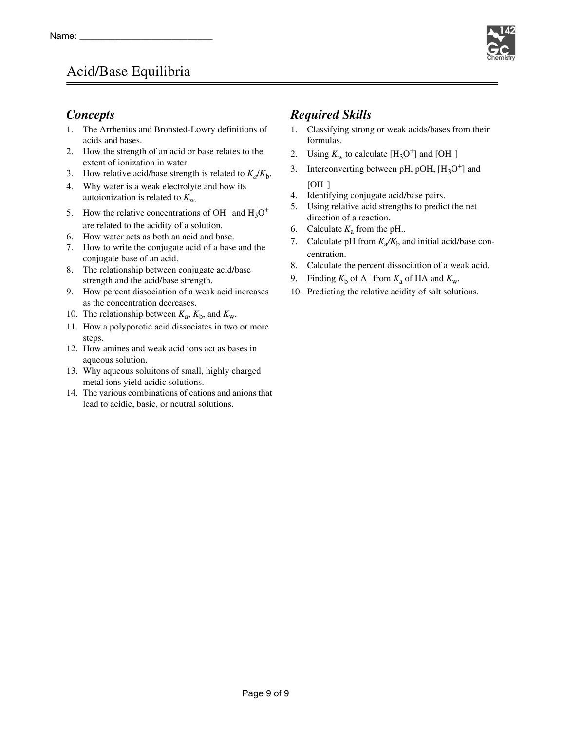Name: ___________________________

# Acid/Base Equilibria

## *Concepts*

1. The Arrhenius and Bronsted-Lowry definitions of acids and bases.
2. How the strength of an acid or base relates to the extent of ionization in water.
3. How relative acid/base strength is related to $K_a/K_b$.
4. Why water is a weak electrolyte and how its autoionization is related to $K_w$.
5. How the relative concentrations of $OH^-$ and $H_3O^+$ are related to the acidity of a solution.
6. How water acts as both an acid and base.
7. How to write the conjugate acid of a base and the conjugate base of an acid.
8. The relationship between conjugate acid/base strength and the acid/base strength.
9. How percent dissociation of a weak acid increases as the concentration decreases.
10. The relationship between $K_a$, $K_b$, and $K_w$.
11. How a polyporotic acid dissociates in two or more steps.
12. How amines and weak acid ions act as bases in aqueous solution.
13. Why aqueous soluitons of small, highly charged metal ions yield acidic solutions.
14. The various combinations of cations and anions that lead to acidic, basic, or neutral solutions.

## *Required Skills*

1. Classifying strong or weak acids/bases from their formulas.
2. Using $K_w$ to calculate $[H_3O^+]$ and $[OH^-]$
3. Interconverting between pH, pOH, $[H_3O^+]$ and $[OH^-]$
4. Identifying conjugate acid/base pairs.
5. Using relative acid strengths to predict the net direction of a reaction.
6. Calculate $K_a$ from the pH..
7. Calculate pH from $K_a/K_b$ and initial acid/base concentration.
8. Calculate the percent dissociation of a weak acid.
9. Finding $K_b$ of $A^-$ from $K_a$ of HA and $K_w$.
10. Predicting the relative acidity of salt solutions.